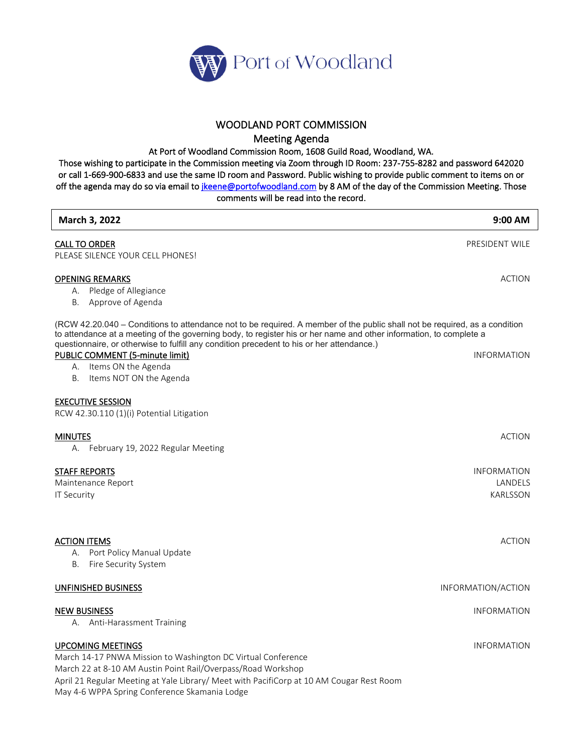Port of Woodland

# WOODLAND PORT COMMISSION

## Meeting Agenda

At Port of Woodland Commission Room, 1608 Guild Road, Woodland, WA.

Those wishing to participate in the Commission meeting via Zoom through ID Room: 237-755-8282 and password 642020 or call 1-669-900-6833 and use the same ID room and Password. Public wishing to provide public comment to items on or off the agenda may do so via email to jkeene@portofwoodland.com by 8 AM of the day of the Commission Meeting. Those comments will be read into the record.

| **March 3, 2022** | **9:00 AM** |
|---|---|

**CALL TO ORDER** — PRESIDENT WILE

PLEASE SILENCE YOUR CELL PHONES!

**OPENING REMARKS** — ACTION

A. Pledge of Allegiance
B. Approve of Agenda

(RCW 42.20.040 – Conditions to attendance not to be required. A member of the public shall not be required, as a condition to attendance at a meeting of the governing body, to register his or her name and other information, to complete a questionnaire, or otherwise to fulfill any condition precedent to his or her attendance.)

**PUBLIC COMMENT (5-minute limit)** — INFORMATION

A. Items ON the Agenda
B. Items NOT ON the Agenda

**EXECUTIVE SESSION**

RCW 42.30.110 (1)(i) Potential Litigation

**MINUTES** — ACTION

A. February 19, 2022 Regular Meeting

**STAFF REPORTS** — INFORMATION

Maintenance Report — LANDELS
IT Security — KARLSSON

**ACTION ITEMS** — ACTION

A. Port Policy Manual Update
B. Fire Security System

**UNFINISHED BUSINESS** — INFORMATION/ACTION

**NEW BUSINESS** — INFORMATION

A. Anti-Harassment Training

**UPCOMING MEETINGS** — INFORMATION

March 14-17 PNWA Mission to Washington DC Virtual Conference
March 22 at 8-10 AM Austin Point Rail/Overpass/Road Workshop
April 21 Regular Meeting at Yale Library/ Meet with PacifiCorp at 10 AM Cougar Rest Room
May 4-6 WPPA Spring Conference Skamania Lodge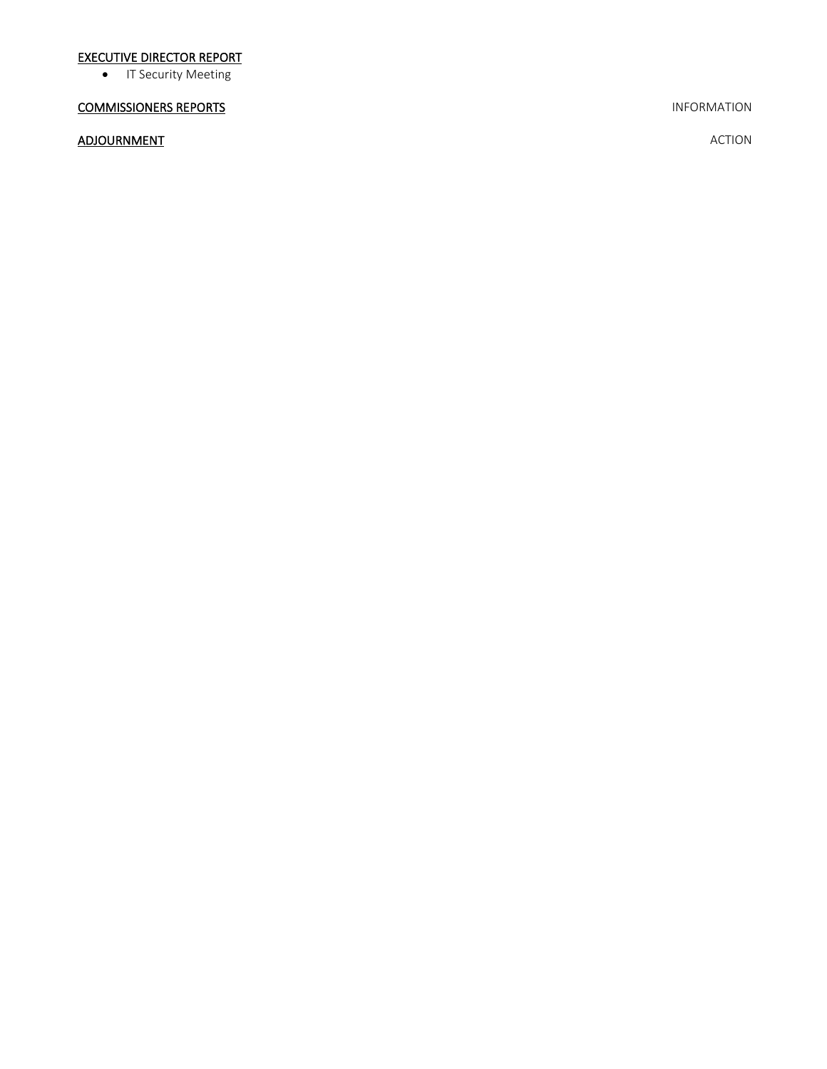**EXECUTIVE DIRECTOR REPORT**

- IT Security Meeting

**COMMISSIONERS REPORTS** INFORMATION

**ADJOURNMENT** ACTION